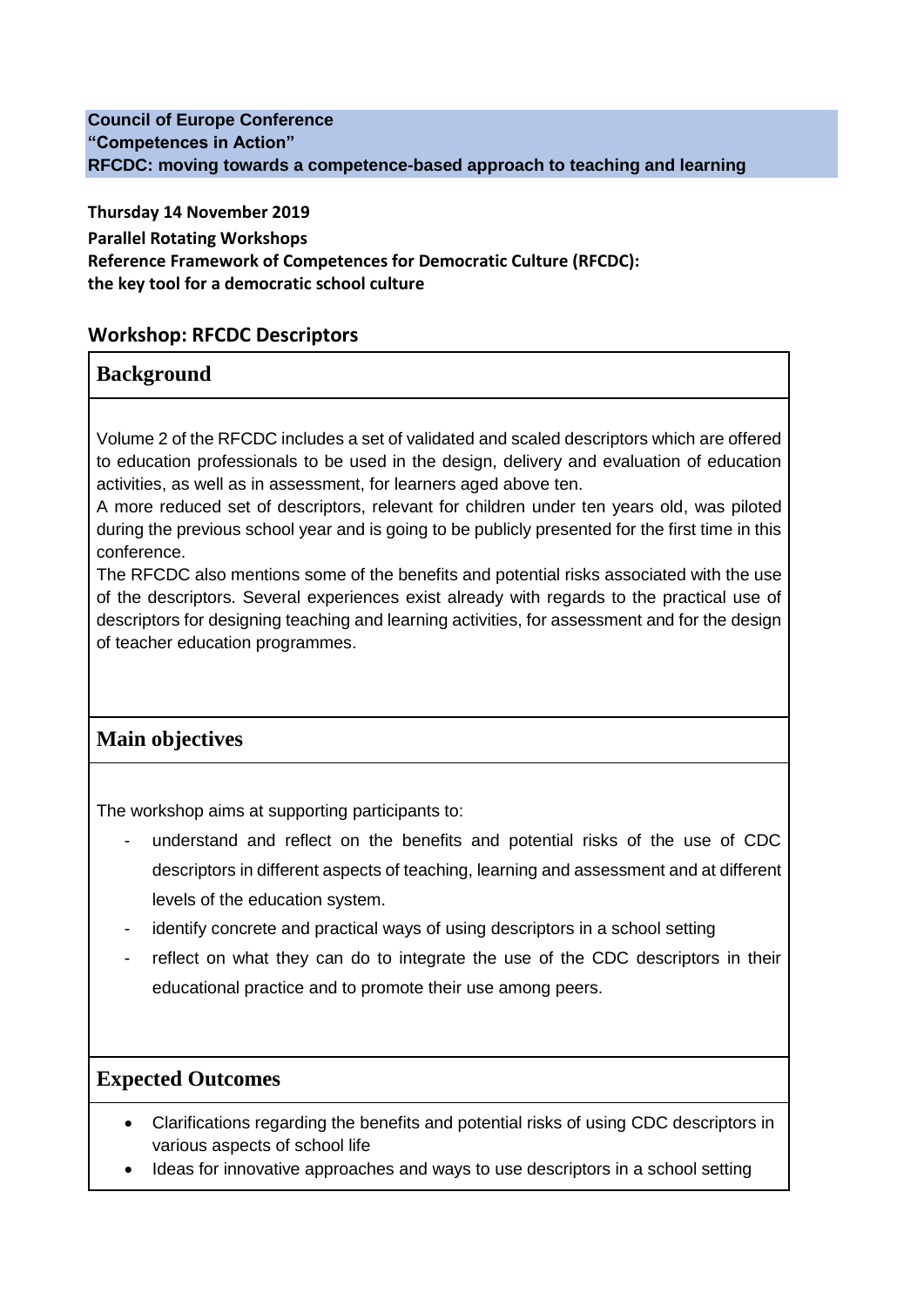**Council of Europe Conference**
**"Competences in Action"**
**RFCDC: moving towards a competence-based approach to teaching and learning**

**Thursday 14 November 2019**
**Parallel Rotating Workshops**
**Reference Framework of Competences for Democratic Culture (RFCDC):**
**the key tool for a democratic school culture**

## Workshop: RFCDC Descriptors

### Background

Volume 2 of the RFCDC includes a set of validated and scaled descriptors which are offered to education professionals to be used in the design, delivery and evaluation of education activities, as well as in assessment, for learners aged above ten.

A more reduced set of descriptors, relevant for children under ten years old, was piloted during the previous school year and is going to be publicly presented for the first time in this conference.

The RFCDC also mentions some of the benefits and potential risks associated with the use of the descriptors. Several experiences exist already with regards to the practical use of descriptors for designing teaching and learning activities, for assessment and for the design of teacher education programmes.

### Main objectives

The workshop aims at supporting participants to:

- understand and reflect on the benefits and potential risks of the use of CDC descriptors in different aspects of teaching, learning and assessment and at different levels of the education system.
- identify concrete and practical ways of using descriptors in a school setting
- reflect on what they can do to integrate the use of the CDC descriptors in their educational practice and to promote their use among peers.

### Expected Outcomes

- Clarifications regarding the benefits and potential risks of using CDC descriptors in various aspects of school life
- Ideas for innovative approaches and ways to use descriptors in a school setting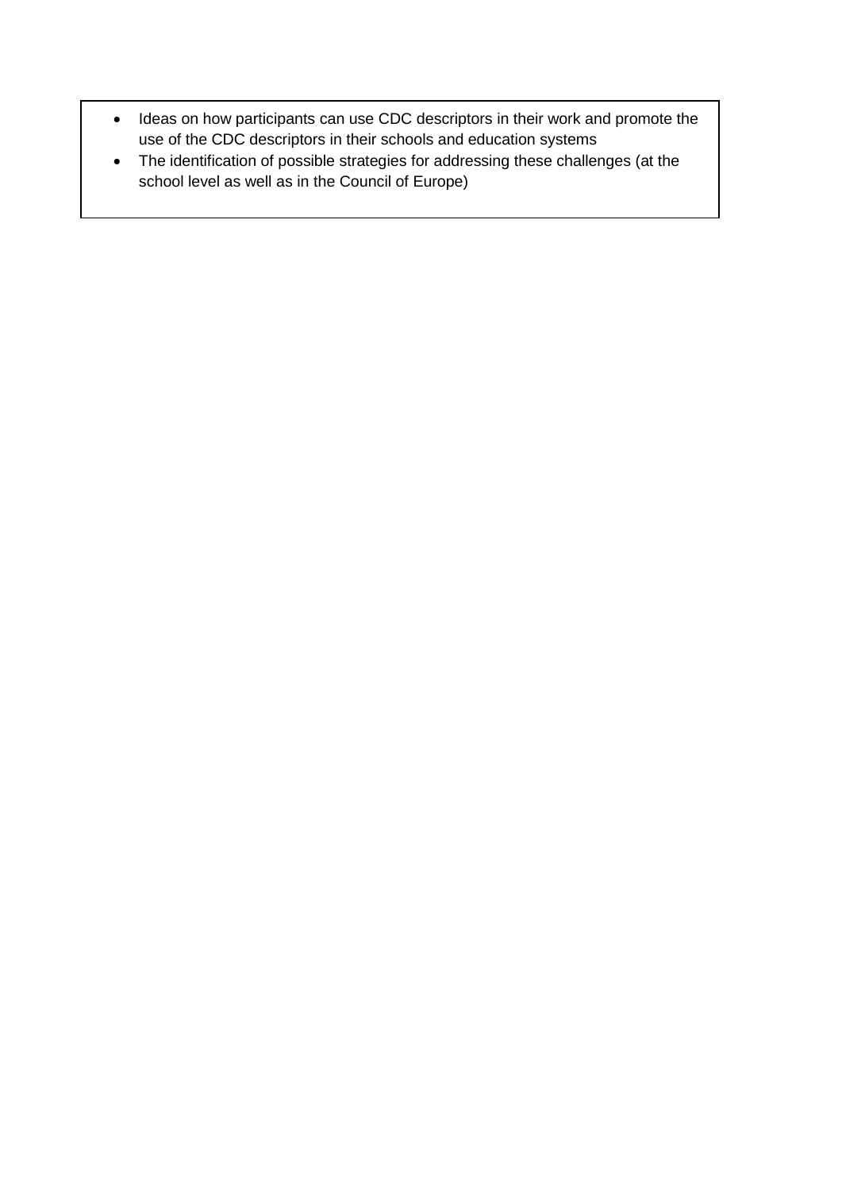- Ideas on how participants can use CDC descriptors in their work and promote the use of the CDC descriptors in their schools and education systems
- The identification of possible strategies for addressing these challenges (at the school level as well as in the Council of Europe)